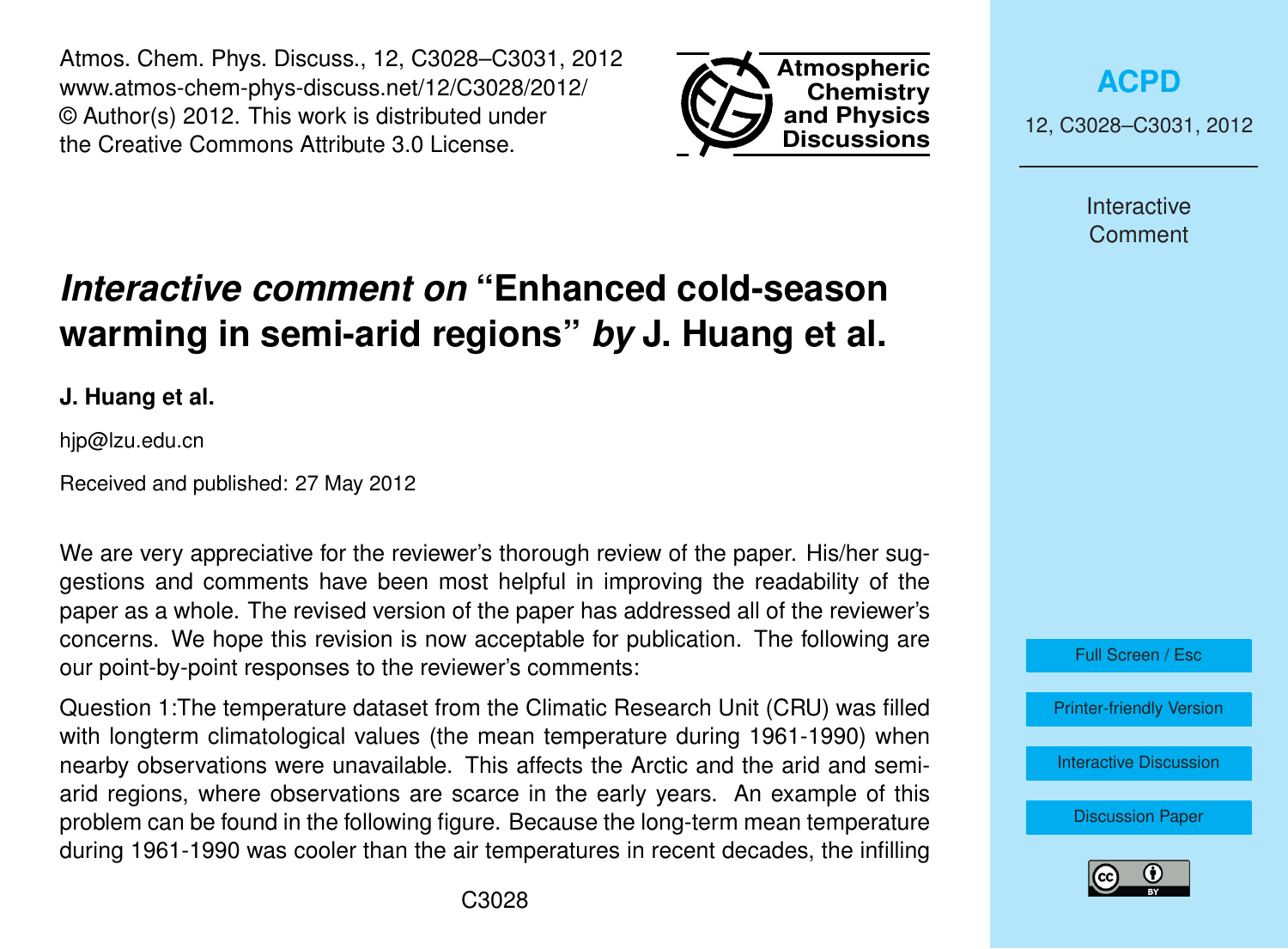# *Interactive comment on* "Enhanced cold-season warming in semi-arid regions" *by* J. Huang et al.

**J. Huang et al.**

hjp@lzu.edu.cn

Received and published: 27 May 2012

We are very appreciative for the reviewer's thorough review of the paper. His/her suggestions and comments have been most helpful in improving the readability of the paper as a whole. The revised version of the paper has addressed all of the reviewer's concerns. We hope this revision is now acceptable for publication. The following are our point-by-point responses to the reviewer's comments:

Question 1:The temperature dataset from the Climatic Research Unit (CRU) was filled with longterm climatological values (the mean temperature during 1961-1990) when nearby observations were unavailable. This affects the Arctic and the arid and semi-arid regions, where observations are scarce in the early years. An example of this problem can be found in the following figure. Because the long-term mean temperature during 1961-1990 was cooler than the air temperatures in recent decades, the infilling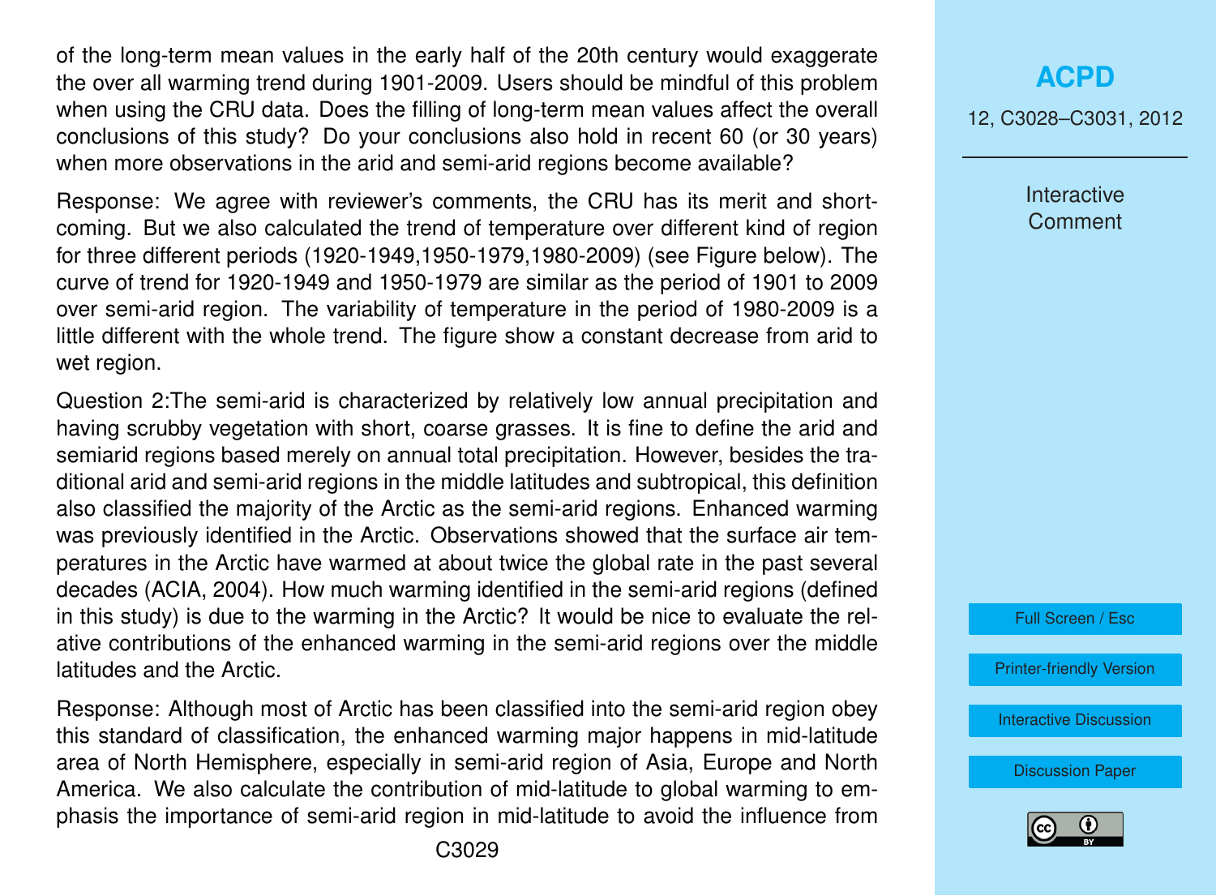of the long-term mean values in the early half of the 20th century would exaggerate the over all warming trend during 1901-2009. Users should be mindful of this problem when using the CRU data. Does the filling of long-term mean values affect the overall conclusions of this study? Do your conclusions also hold in recent 60 (or 30 years) when more observations in the arid and semi-arid regions become available?

Response: We agree with reviewer's comments, the CRU has its merit and shortcoming. But we also calculated the trend of temperature over different kind of region for three different periods (1920-1949,1950-1979,1980-2009) (see Figure below). The curve of trend for 1920-1949 and 1950-1979 are similar as the period of 1901 to 2009 over semi-arid region. The variability of temperature in the period of 1980-2009 is a little different with the whole trend. The figure show a constant decrease from arid to wet region.

Question 2:The semi-arid is characterized by relatively low annual precipitation and having scrubby vegetation with short, coarse grasses. It is fine to define the arid and semiarid regions based merely on annual total precipitation. However, besides the traditional arid and semi-arid regions in the middle latitudes and subtropical, this definition also classified the majority of the Arctic as the semi-arid regions. Enhanced warming was previously identified in the Arctic. Observations showed that the surface air temperatures in the Arctic have warmed at about twice the global rate in the past several decades (ACIA, 2004). How much warming identified in the semi-arid regions (defined in this study) is due to the warming in the Arctic? It would be nice to evaluate the relative contributions of the enhanced warming in the semi-arid regions over the middle latitudes and the Arctic.

Response: Although most of Arctic has been classified into the semi-arid region obey this standard of classification, the enhanced warming major happens in mid-latitude area of North Hemisphere, especially in semi-arid region of Asia, Europe and North America. We also calculate the contribution of mid-latitude to global warming to emphasis the importance of semi-arid region in mid-latitude to avoid the influence from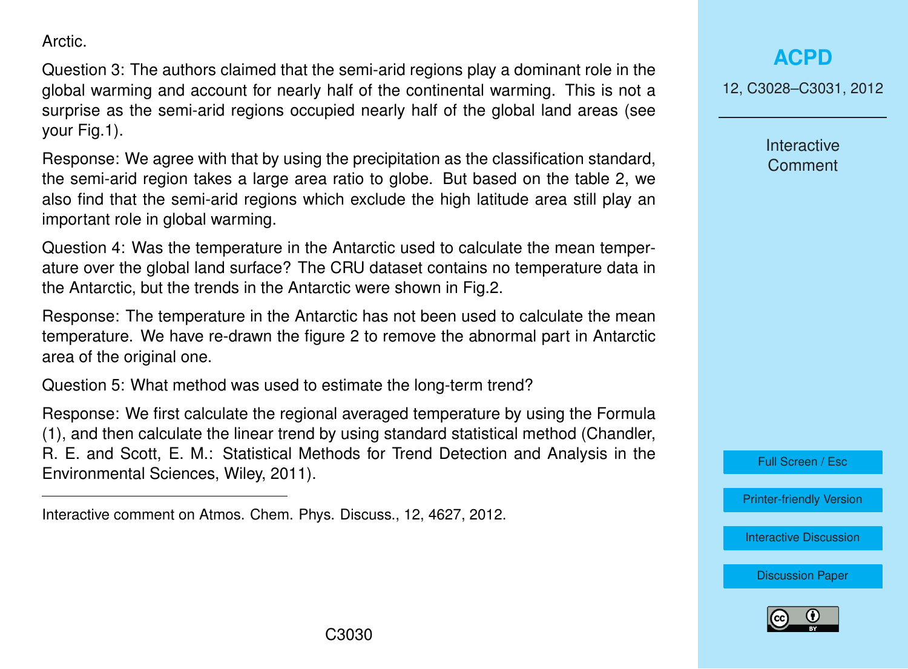Arctic.

Question 3: The authors claimed that the semi-arid regions play a dominant role in the global warming and account for nearly half of the continental warming. This is not a surprise as the semi-arid regions occupied nearly half of the global land areas (see your Fig.1).

Response: We agree with that by using the precipitation as the classification standard, the semi-arid region takes a large area ratio to globe. But based on the table 2, we also find that the semi-arid regions which exclude the high latitude area still play an important role in global warming.

Question 4: Was the temperature in the Antarctic used to calculate the mean temperature over the global land surface? The CRU dataset contains no temperature data in the Antarctic, but the trends in the Antarctic were shown in Fig.2.

Response: The temperature in the Antarctic has not been used to calculate the mean temperature. We have re-drawn the figure 2 to remove the abnormal part in Antarctic area of the original one.

Question 5: What method was used to estimate the long-term trend?

Response: We first calculate the regional averaged temperature by using the Formula (1), and then calculate the linear trend by using standard statistical method (Chandler, R. E. and Scott, E. M.: Statistical Methods for Trend Detection and Analysis in the Environmental Sciences, Wiley, 2011).

---

Interactive comment on Atmos. Chem. Phys. Discuss., 12, 4627, 2012.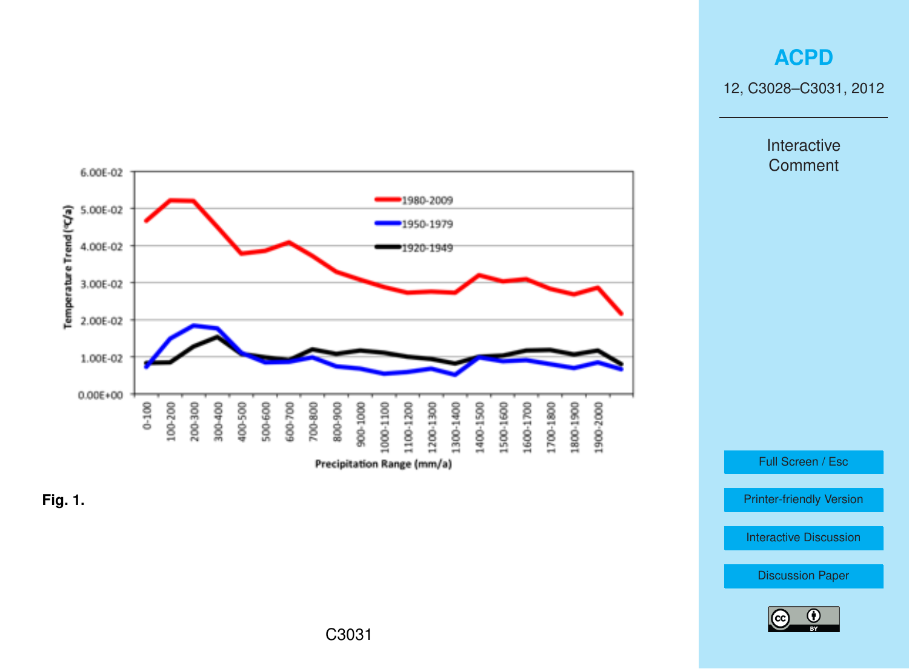Temperature Trend (°C/a)

6.00E-02
5.00E-02
4.00E-02
3.00E-02
2.00E-02
1.00E-02
0.00E+00

1980-2009
1950-1979
1920-1949

0-100
100-200
200-300
300-400
400-500
500-600
600-700
700-800
800-900
900-1000
1000-1100
1100-1200
1200-1300
1300-1400
1400-1500
1500-1600
1600-1700
1700-1800
1800-1900
1900-2000

Precipitation Range (mm/a)

**Fig. 1.**